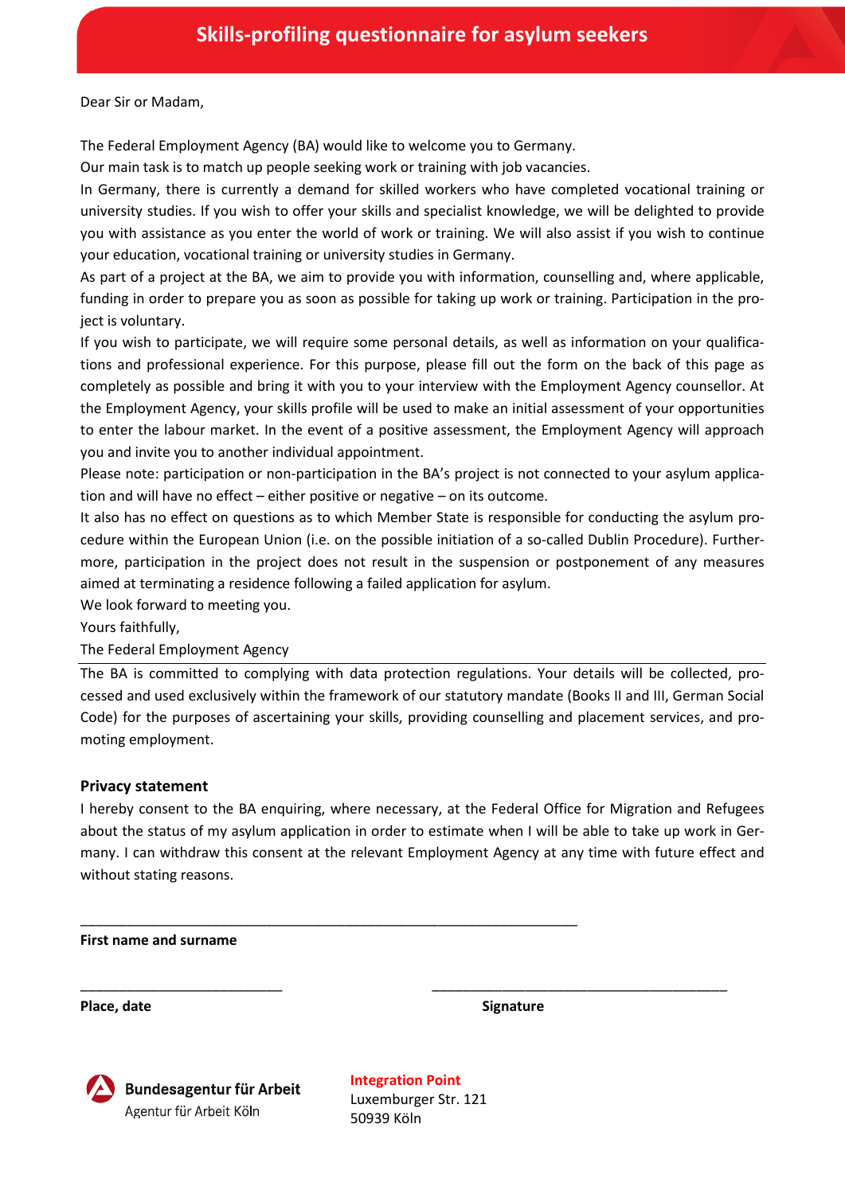# Skills-profiling questionnaire for asylum seekers

Dear Sir or Madam,

The Federal Employment Agency (BA) would like to welcome you to Germany.

Our main task is to match up people seeking work or training with job vacancies.

In Germany, there is currently a demand for skilled workers who have completed vocational training or university studies. If you wish to offer your skills and specialist knowledge, we will be delighted to provide you with assistance as you enter the world of work or training. We will also assist if you wish to continue your education, vocational training or university studies in Germany.

As part of a project at the BA, we aim to provide you with information, counselling and, where applicable, funding in order to prepare you as soon as possible for taking up work or training. Participation in the project is voluntary.

If you wish to participate, we will require some personal details, as well as information on your qualifications and professional experience. For this purpose, please fill out the form on the back of this page as completely as possible and bring it with you to your interview with the Employment Agency counsellor. At the Employment Agency, your skills profile will be used to make an initial assessment of your opportunities to enter the labour market. In the event of a positive assessment, the Employment Agency will approach you and invite you to another individual appointment.

Please note: participation or non-participation in the BA's project is not connected to your asylum application and will have no effect – either positive or negative – on its outcome.

It also has no effect on questions as to which Member State is responsible for conducting the asylum procedure within the European Union (i.e. on the possible initiation of a so-called Dublin Procedure). Furthermore, participation in the project does not result in the suspension or postponement of any measures aimed at terminating a residence following a failed application for asylum.

We look forward to meeting you.

Yours faithfully,

The Federal Employment Agency

---

The BA is committed to complying with data protection regulations. Your details will be collected, processed and used exclusively within the framework of our statutory mandate (Books II and III, German Social Code) for the purposes of ascertaining your skills, providing counselling and placement services, and promoting employment.

### Privacy statement

I hereby consent to the BA enquiring, where necessary, at the Federal Office for Migration and Refugees about the status of my asylum application in order to estimate when I will be able to take up work in Germany. I can withdraw this consent at the relevant Employment Agency at any time with future effect and without stating reasons.

\_\_\_\_\_\_\_\_\_\_\_\_\_\_\_\_\_\_\_\_\_\_\_\_\_\_\_\_\_\_\_\_\_\_\_\_\_\_\_\_\_\_\_\_\_\_\_\_

**First name and surname**

\_\_\_\_\_\_\_\_\_\_\_\_\_\_\_\_\_\_\_\_\_\_ \_\_\_\_\_\_\_\_\_\_\_\_\_\_\_\_\_\_\_\_\_\_\_\_\_\_\_\_\_\_

**Place, date** **Signature**

**Bundesagentur für Arbeit**
Agentur für Arbeit Köln

**Integration Point**
Luxemburger Str. 121
50939 Köln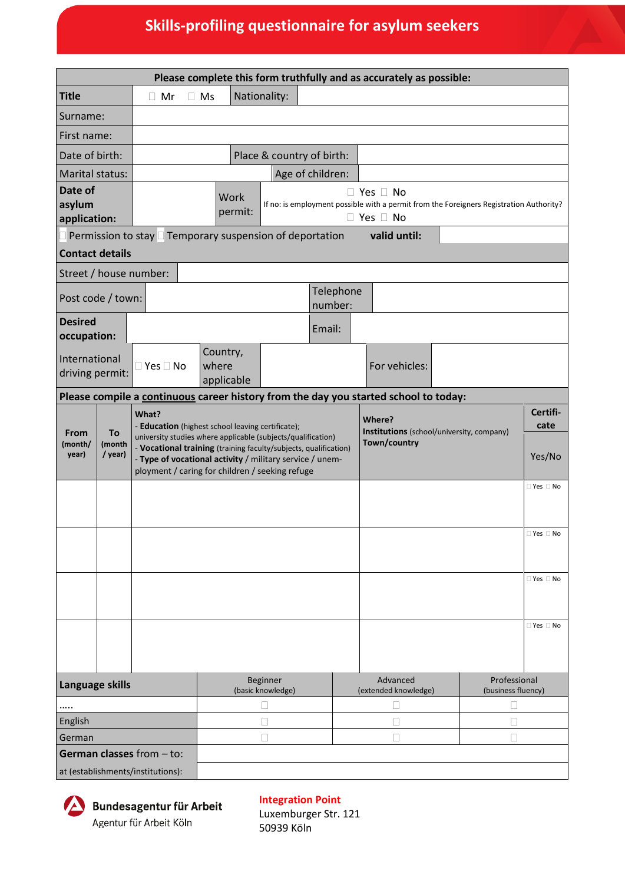# Skills-profiling questionnaire for asylum seekers

| Please complete this form truthfully and as accurately as possible: | | | | |
|---|---|---|---|---|
| **Title** | ☐ Mr ☐ Ms | Nationality: | | |
| Surname: | | | | |
| First name: | | | | |
| Date of birth: | | Place & country of birth: | | |
| Marital status: | | Age of children: | | |
| **Date of asylum application:** | | Work permit: | ☐ Yes ☐ No<br>If no: is employment possible with a permit from the Foreigners Registration Authority?<br>☐ Yes ☐ No | |
| ☐ Permission to stay ☐ Temporary suspension of deportation | | **valid until:** | | |
| **Contact details** | | | | |
| Street / house number: | | | | |
| Post code / town: | | Telephone number: | | |
| **Desired occupation:** | | Email: | | |
| International driving permit: | ☐ Yes ☐ No | Country, where applicable | | For vehicles: |

**Please compile a continuous career history from the day you started school to today:**

| From (month/ year) | To (month / year) | What?<br>- **Education** (highest school leaving certificate); university studies where applicable (subjects/qualification)<br>- **Vocational training** (training faculty/subjects, qualification)<br>- **Type of vocational activity** / military service / unemployment / caring for children / seeking refuge | Where?<br>**Institutions** (school/university, company)<br>**Town/country** | Certificate<br>Yes/No |
|---|---|---|---|---|
| | | | | ☐ Yes ☐ No |
| | | | | ☐ Yes ☐ No |
| | | | | ☐ Yes ☐ No |
| | | | | ☐ Yes ☐ No |

| **Language skills** | Beginner (basic knowledge) | Advanced (extended knowledge) | Professional (business fluency) |
|---|---|---|---|
| ….. | ☐ | ☐ | ☐ |
| English | ☐ | ☐ | ☐ |
| German | ☐ | ☐ | ☐ |
| **German classes** from – to: | | | |
| at (establishments/institutions): | | | |

**Bundesagentur für Arbeit**
Agentur für Arbeit Köln

**Integration Point**
Luxemburger Str. 121
50939 Köln